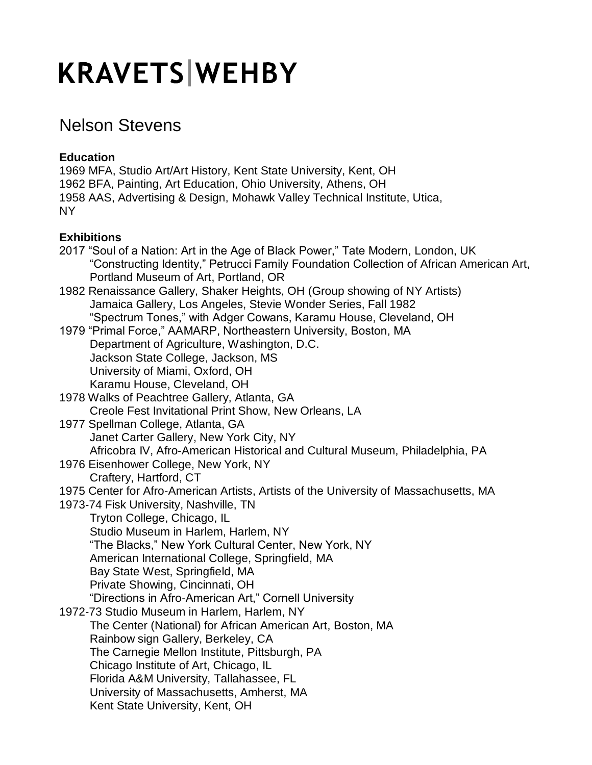# KRAVETS|WEHBY

## Nelson Stevens

### Education

1969 MFA, Studio Art/Art History, Kent State University, Kent, OH
1962 BFA, Painting, Art Education, Ohio University, Athens, OH
1958 AAS, Advertising & Design, Mohawk Valley Technical Institute, Utica, NY

### Exhibitions

2017 "Soul of a Nation: Art in the Age of Black Power," Tate Modern, London, UK
"Constructing Identity," Petrucci Family Foundation Collection of African American Art, Portland Museum of Art, Portland, OR

1982 Renaissance Gallery, Shaker Heights, OH (Group showing of NY Artists)
Jamaica Gallery, Los Angeles, Stevie Wonder Series, Fall 1982
"Spectrum Tones," with Adger Cowans, Karamu House, Cleveland, OH

1979 "Primal Force," AAMARP, Northeastern University, Boston, MA
Department of Agriculture, Washington, D.C.
Jackson State College, Jackson, MS
University of Miami, Oxford, OH
Karamu House, Cleveland, OH

1978 Walks of Peachtree Gallery, Atlanta, GA
Creole Fest Invitational Print Show, New Orleans, LA

1977 Spellman College, Atlanta, GA
Janet Carter Gallery, New York City, NY
Africobra IV, Afro-American Historical and Cultural Museum, Philadelphia, PA

1976 Eisenhower College, New York, NY
Craftery, Hartford, CT

1975 Center for Afro-American Artists, Artists of the University of Massachusetts, MA

1973-74 Fisk University, Nashville, TN
Tryton College, Chicago, IL
Studio Museum in Harlem, Harlem, NY
"The Blacks," New York Cultural Center, New York, NY
American International College, Springfield, MA
Bay State West, Springfield, MA
Private Showing, Cincinnati, OH
"Directions in Afro-American Art," Cornell University

1972-73 Studio Museum in Harlem, Harlem, NY
The Center (National) for African American Art, Boston, MA
Rainbow sign Gallery, Berkeley, CA
The Carnegie Mellon Institute, Pittsburgh, PA
Chicago Institute of Art, Chicago, IL
Florida A&M University, Tallahassee, FL
University of Massachusetts, Amherst, MA
Kent State University, Kent, OH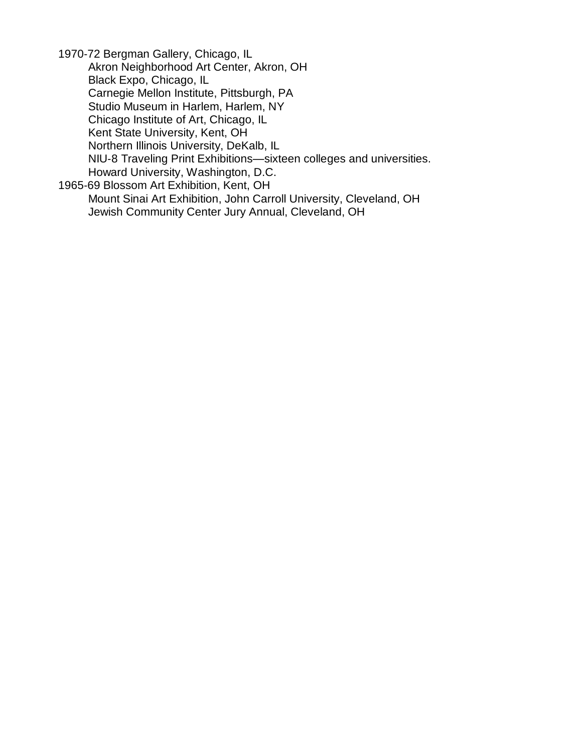1970-72 Bergman Gallery, Chicago, IL

- Akron Neighborhood Art Center, Akron, OH
- Black Expo, Chicago, IL
- Carnegie Mellon Institute, Pittsburgh, PA
- Studio Museum in Harlem, Harlem, NY
- Chicago Institute of Art, Chicago, IL
- Kent State University, Kent, OH
- Northern Illinois University, DeKalb, IL
- NIU-8 Traveling Print Exhibitions—sixteen colleges and universities.
- Howard University, Washington, D.C.

1965-69 Blossom Art Exhibition, Kent, OH

- Mount Sinai Art Exhibition, John Carroll University, Cleveland, OH
- Jewish Community Center Jury Annual, Cleveland, OH